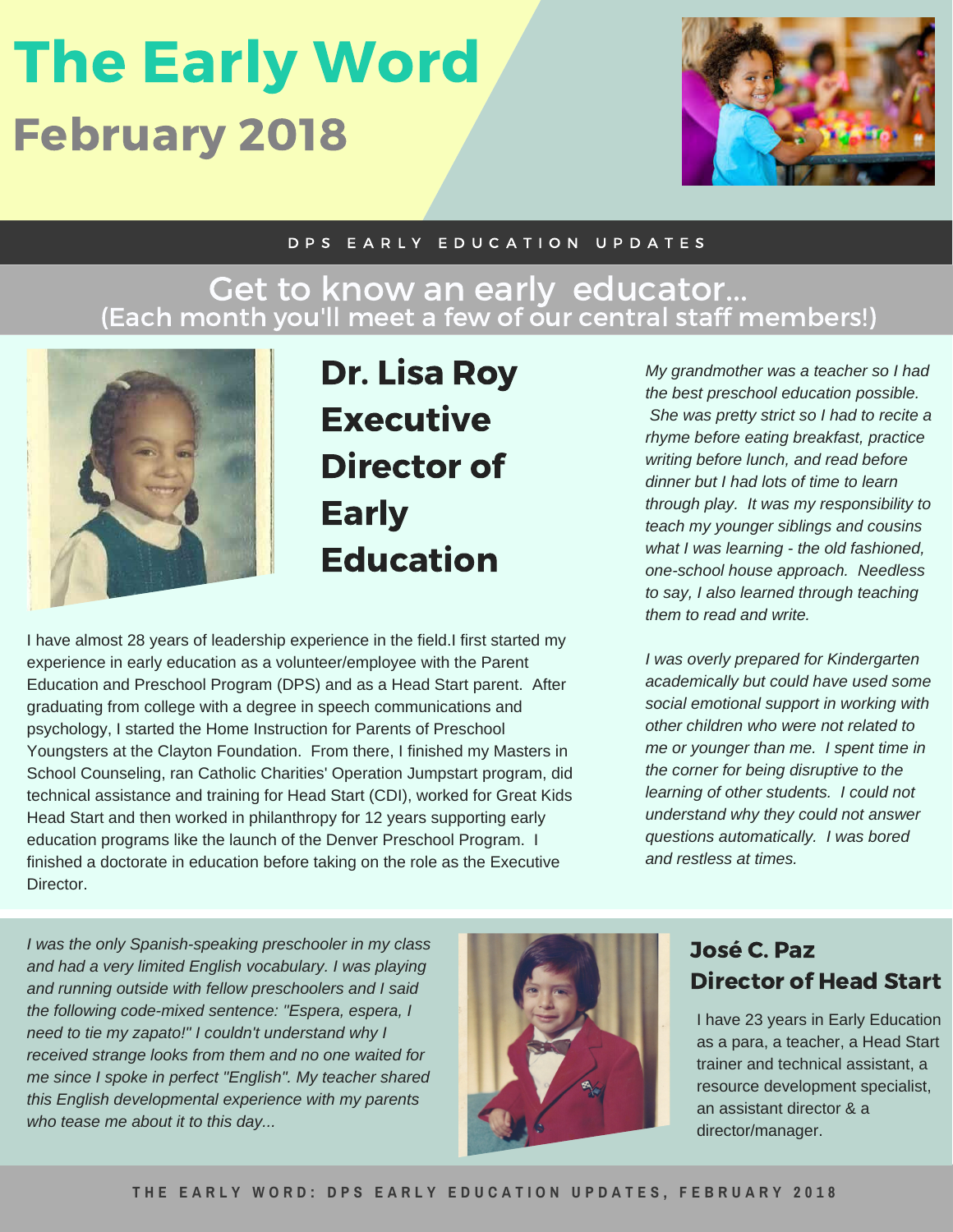# The Early Word

## February 2018

DPS EARLY EDUCATION UPDATES

## Get to know an early educator...

(Each month you'll meet a few of our central staff members!)

### Dr. Lisa Roy Executive Director of Early Education

I have almost 28 years of leadership experience in the field.I first started my experience in early education as a volunteer/employee with the Parent Education and Preschool Program (DPS) and as a Head Start parent. After graduating from college with a degree in speech communications and psychology, I started the Home Instruction for Parents of Preschool Youngsters at the Clayton Foundation. From there, I finished my Masters in School Counseling, ran Catholic Charities' Operation Jumpstart program, did technical assistance and training for Head Start (CDI), worked for Great Kids Head Start and then worked in philanthropy for 12 years supporting early education programs like the launch of the Denver Preschool Program. I finished a doctorate in education before taking on the role as the Executive Director.

*My grandmother was a teacher so I had the best preschool education possible. She was pretty strict so I had to recite a rhyme before eating breakfast, practice writing before lunch, and read before dinner but I had lots of time to learn through play. It was my responsibility to teach my younger siblings and cousins what I was learning - the old fashioned, one-school house approach. Needless to say, I also learned through teaching them to read and write.*

*I was overly prepared for Kindergarten academically but could have used some social emotional support in working with other children who were not related to me or younger than me. I spent time in the corner for being disruptive to the learning of other students. I could not understand why they could not answer questions automatically. I was bored and restless at times.*

### José C. Paz Director of Head Start

I have 23 years in Early Education as a para, a teacher, a Head Start trainer and technical assistant, a resource development specialist, an assistant director & a director/manager.

*I was the only Spanish-speaking preschooler in my class and had a very limited English vocabulary. I was playing and running outside with fellow preschoolers and I said the following code-mixed sentence: "Espera, espera, I need to tie my zapato!" I couldn't understand why I received strange looks from them and no one waited for me since I spoke in perfect "English". My teacher shared this English developmental experience with my parents who tease me about it to this day...*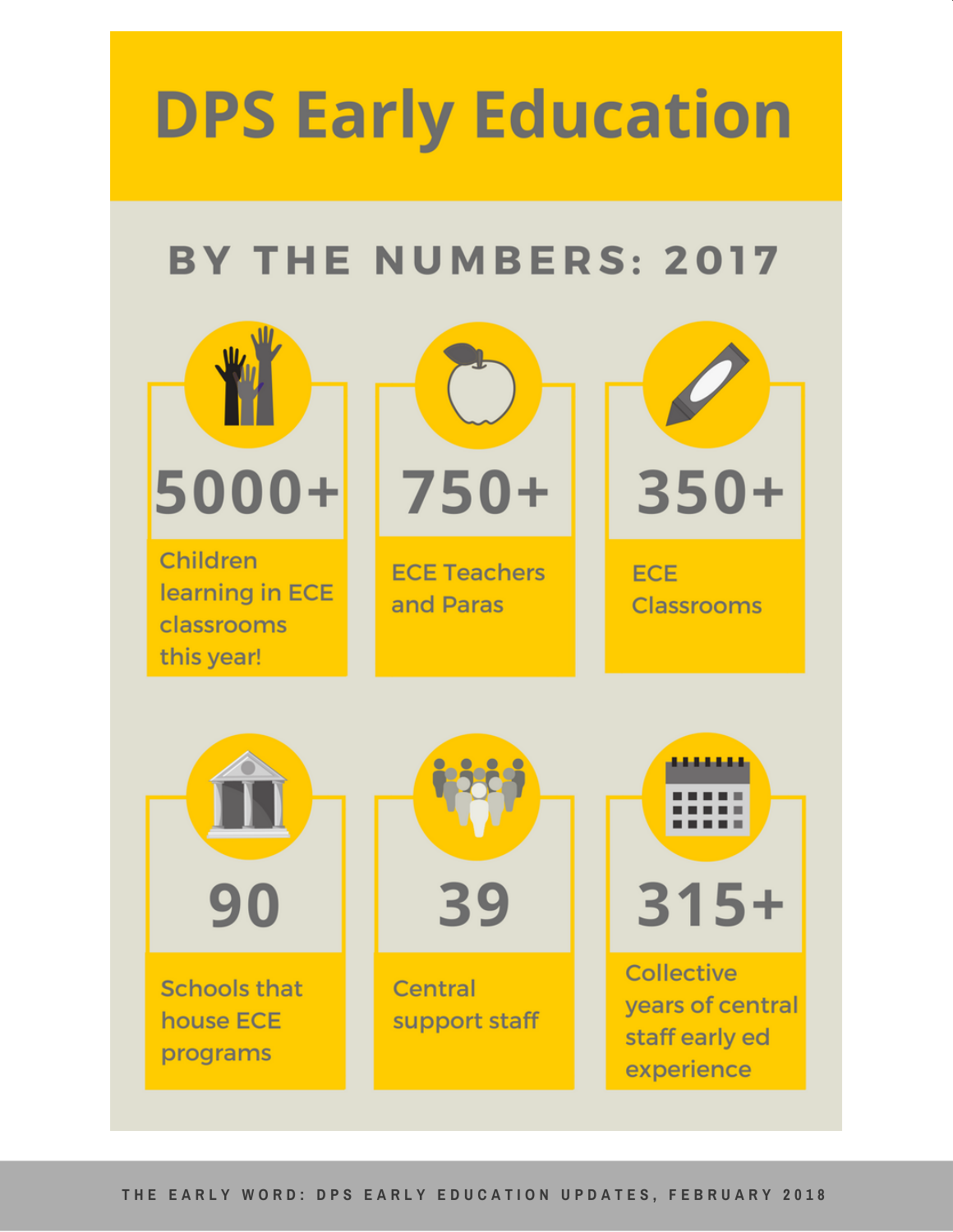# DPS Early Education

## BY THE NUMBERS: 2017

**5000+**

Children learning in ECE classrooms this year!

**750+**

ECE Teachers and Paras

**350+**

ECE Classrooms

**90**

Schools that house ECE programs

**39**

Central support staff

**315+**

Collective years of central staff early ed experience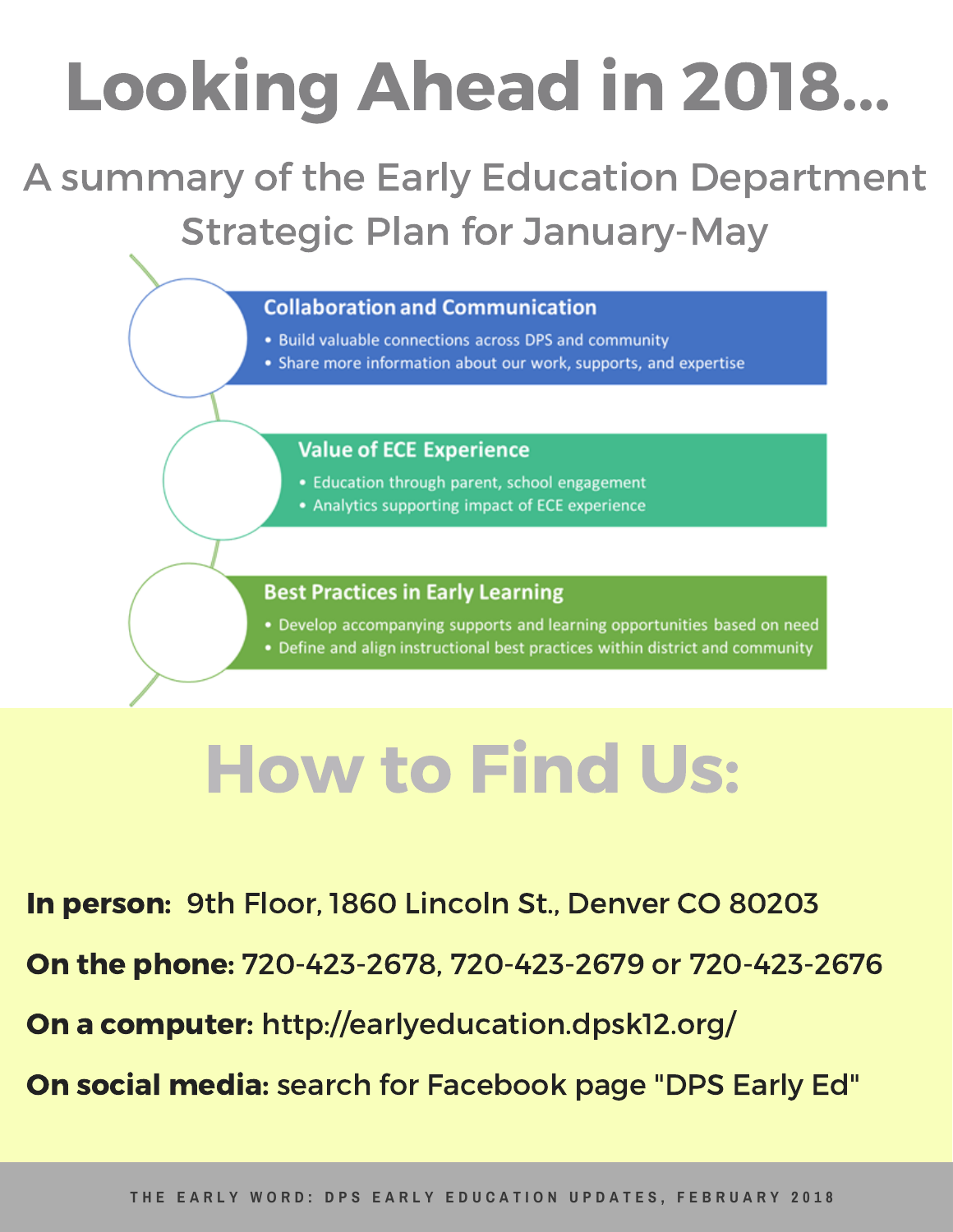# Looking Ahead in 2018...

## A summary of the Early Education Department Strategic Plan for January-May

### Collaboration and Communication

- Build valuable connections across DPS and community
- Share more information about our work, supports, and expertise

### Value of ECE Experience

- Education through parent, school engagement
- Analytics supporting impact of ECE experience

### Best Practices in Early Learning

- Develop accompanying supports and learning opportunities based on need
- Define and align instructional best practices within district and community

# How to Find Us:

**In person:** 9th Floor, 1860 Lincoln St., Denver CO 80203

**On the phone:** 720-423-2678, 720-423-2679 or 720-423-2676

**On a computer:** http://earlyeducation.dpsk12.org/

**On social media:** search for Facebook page "DPS Early Ed"